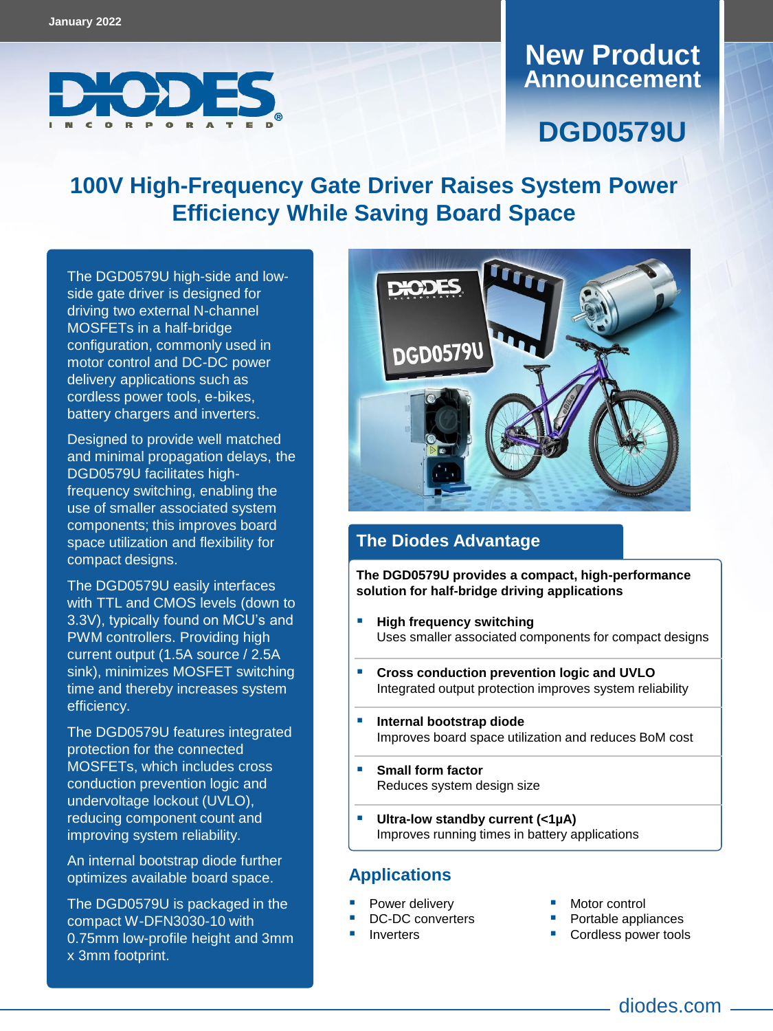January 2022

DIODES INCORPORATED

# New Product Announcement

## DGD0579U

# 100V High-Frequency Gate Driver Raises System Power Efficiency While Saving Board Space

The DGD0579U high-side and low-side gate driver is designed for driving two external N-channel MOSFETs in a half-bridge configuration, commonly used in motor control and DC-DC power delivery applications such as cordless power tools, e-bikes, battery chargers and inverters.

Designed to provide well matched and minimal propagation delays, the DGD0579U facilitates high-frequency switching, enabling the use of smaller associated system components; this improves board space utilization and flexibility for compact designs.

The DGD0579U easily interfaces with TTL and CMOS levels (down to 3.3V), typically found on MCU's and PWM controllers. Providing high current output (1.5A source / 2.5A sink), minimizes MOSFET switching time and thereby increases system efficiency.

The DGD0579U features integrated protection for the connected MOSFETs, which includes cross conduction prevention logic and undervoltage lockout (UVLO), reducing component count and improving system reliability.

An internal bootstrap diode further optimizes available board space.

The DGD0579U is packaged in the compact W-DFN3030-10 with 0.75mm low-profile height and 3mm x 3mm footprint.

## The Diodes Advantage

**The DGD0579U provides a compact, high-performance solution for half-bridge driving applications**

- **High frequency switching**
  Uses smaller associated components for compact designs
- **Cross conduction prevention logic and UVLO**
  Integrated output protection improves system reliability
- **Internal bootstrap diode**
  Improves board space utilization and reduces BoM cost
- **Small form factor**
  Reduces system design size
- **Ultra-low standby current (<1µA)**
  Improves running times in battery applications

## Applications

- Power delivery
- DC-DC converters
- Inverters
- Motor control
- Portable appliances
- Cordless power tools

diodes.com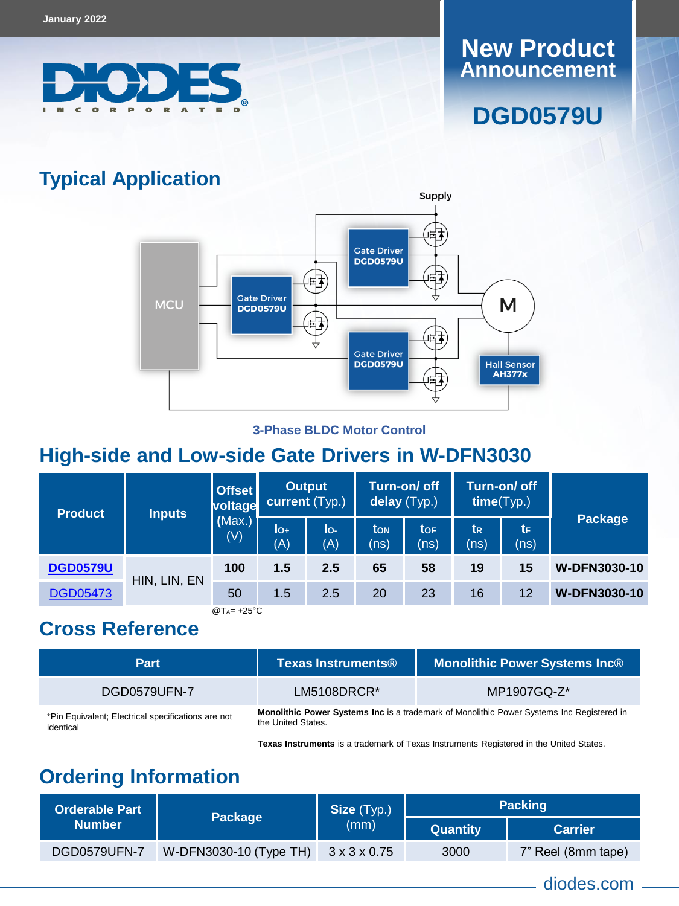January 2022

# New Product Announcement

# DGD0579U

## Typical Application

Supply

Gate Driver DGD0579U

MCU

Gate Driver DGD0579U

M

Gate Driver DGD0579U

Hall Sensor AH377x

3-Phase BLDC Motor Control

## High-side and Low-side Gate Drivers in W-DFN3030

| Product | Inputs | Offset voltage (Max.) (V) | Output current (Typ.) | | Turn-on/ off delay (Typ.) | | Turn-on/ off time(Typ.) | | Package |
|---|---|---|---|---|---|---|---|---|---|
| | | | $I_{O+}$ (A) | $I_{O-}$ (A) | $t_{ON}$ (ns) | $t_{OF}$ (ns) | $t_R$ (ns) | $t_F$ (ns) | |
| **DGD0579U** | HIN, LIN, EN | **100** | **1.5** | **2.5** | **65** | **58** | **19** | **15** | **W-DFN3030-10** |
| DGD05473 | HIN, LIN, EN | 50 | 1.5 | 2.5 | 20 | 23 | 16 | 12 | **W-DFN3030-10** |

@$T_A$= +25°C

## Cross Reference

| Part | Texas Instruments® | Monolithic Power Systems Inc® |
|---|---|---|
| DGD0579UFN-7 | LM5108DRCR* | MP1907GQ-Z* |

*Pin Equivalent; Electrical specifications are not identical

**Monolithic Power Systems Inc** is a trademark of Monolithic Power Systems Inc Registered in the United States.

**Texas Instruments** is a trademark of Texas Instruments Registered in the United States.

## Ordering Information

| Orderable Part Number | Package | Size (Typ.) (mm) | Packing | |
|---|---|---|---|---|
| | | | Quantity | Carrier |
| DGD0579UFN-7 | W-DFN3030-10 (Type TH) | 3 x 3 x 0.75 | 3000 | 7" Reel (8mm tape) |

diodes.com